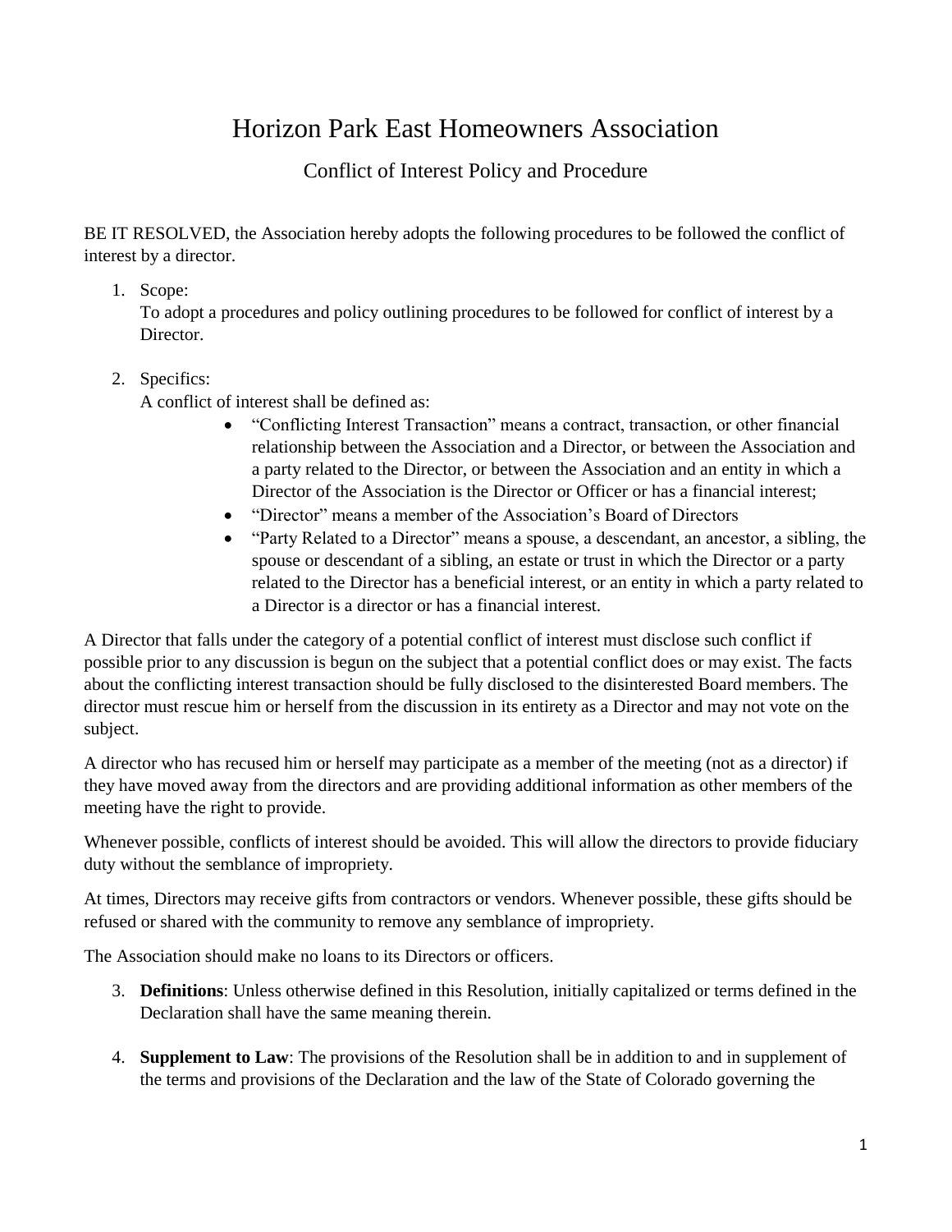# Horizon Park East Homeowners Association

## Conflict of Interest Policy and Procedure

BE IT RESOLVED, the Association hereby adopts the following procedures to be followed the conflict of interest by a director.

1. Scope:
   To adopt a procedures and policy outlining procedures to be followed for conflict of interest by a Director.

2. Specifics:
   A conflict of interest shall be defined as:
   - "Conflicting Interest Transaction" means a contract, transaction, or other financial relationship between the Association and a Director, or between the Association and a party related to the Director, or between the Association and an entity in which a Director of the Association is the Director or Officer or has a financial interest;
   - "Director" means a member of the Association's Board of Directors
   - "Party Related to a Director" means a spouse, a descendant, an ancestor, a sibling, the spouse or descendant of a sibling, an estate or trust in which the Director or a party related to the Director has a beneficial interest, or an entity in which a party related to a Director is a director or has a financial interest.

A Director that falls under the category of a potential conflict of interest must disclose such conflict if possible prior to any discussion is begun on the subject that a potential conflict does or may exist. The facts about the conflicting interest transaction should be fully disclosed to the disinterested Board members. The director must rescue him or herself from the discussion in its entirety as a Director and may not vote on the subject.

A director who has recused him or herself may participate as a member of the meeting (not as a director) if they have moved away from the directors and are providing additional information as other members of the meeting have the right to provide.

Whenever possible, conflicts of interest should be avoided. This will allow the directors to provide fiduciary duty without the semblance of impropriety.

At times, Directors may receive gifts from contractors or vendors. Whenever possible, these gifts should be refused or shared with the community to remove any semblance of impropriety.

The Association should make no loans to its Directors or officers.

3. **Definitions**: Unless otherwise defined in this Resolution, initially capitalized or terms defined in the Declaration shall have the same meaning therein.

4. **Supplement to Law**: The provisions of the Resolution shall be in addition to and in supplement of the terms and provisions of the Declaration and the law of the State of Colorado governing the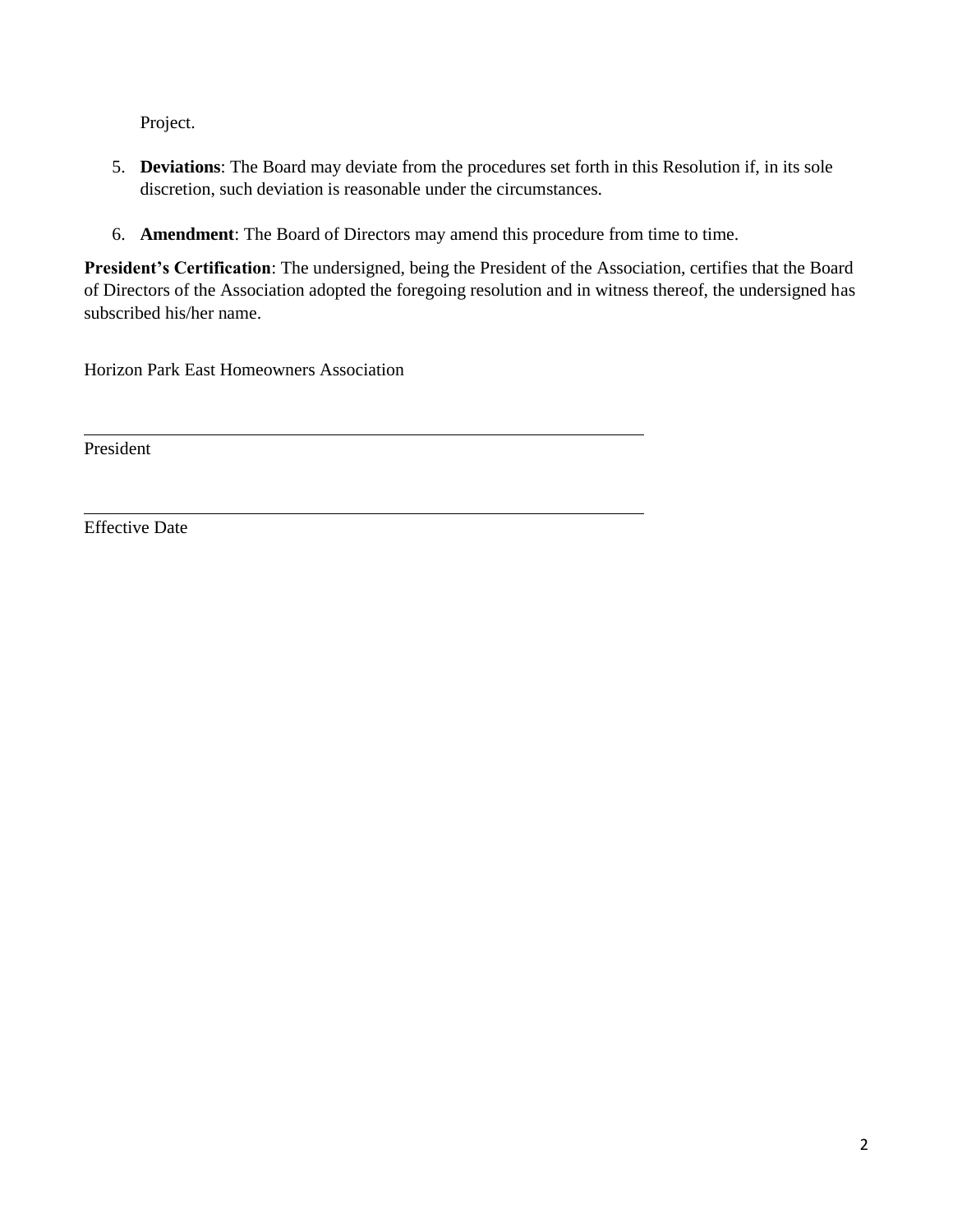Project.

5. **Deviations**: The Board may deviate from the procedures set forth in this Resolution if, in its sole discretion, such deviation is reasonable under the circumstances.

6. **Amendment**: The Board of Directors may amend this procedure from time to time.

**President's Certification**: The undersigned, being the President of the Association, certifies that the Board of Directors of the Association adopted the foregoing resolution and in witness thereof, the undersigned has subscribed his/her name.

Horizon Park East Homeowners Association

\_\_\_\_\_\_\_\_\_\_\_\_\_\_\_\_\_\_\_\_\_\_\_\_\_\_\_\_\_\_\_\_\_\_\_\_\_\_\_\_\_\_\_\_\_\_\_\_\_\_\_\_\_\_\_\_

President

\_\_\_\_\_\_\_\_\_\_\_\_\_\_\_\_\_\_\_\_\_\_\_\_\_\_\_\_\_\_\_\_\_\_\_\_\_\_\_\_\_\_\_\_\_\_\_\_\_\_\_\_\_\_\_\_

Effective Date